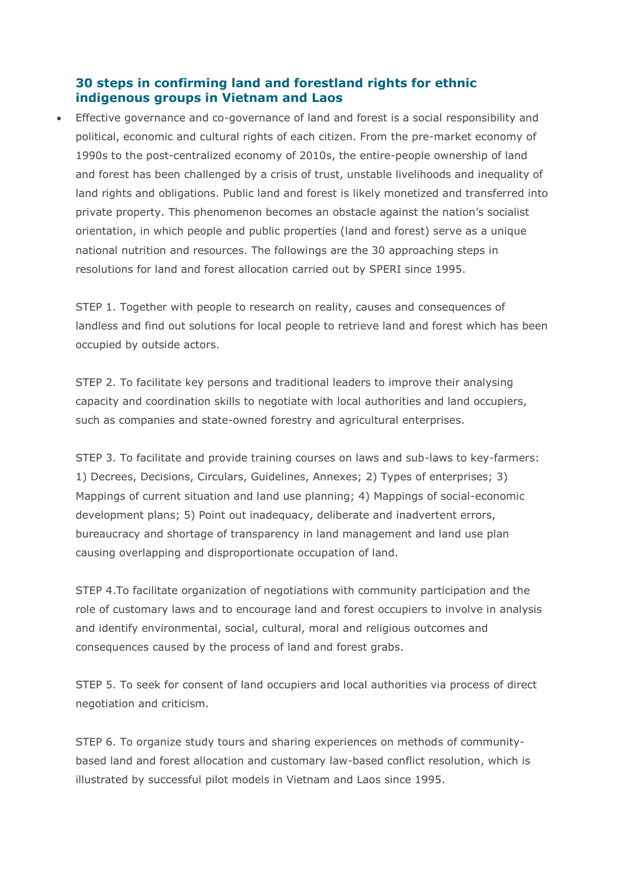## 30 steps in confirming land and forestland rights for ethnic indigenous groups in Vietnam and Laos

- Effective governance and co-governance of land and forest is a social responsibility and political, economic and cultural rights of each citizen. From the pre-market economy of 1990s to the post-centralized economy of 2010s, the entire-people ownership of land and forest has been challenged by a crisis of trust, unstable livelihoods and inequality of land rights and obligations. Public land and forest is likely monetized and transferred into private property. This phenomenon becomes an obstacle against the nation's socialist orientation, in which people and public properties (land and forest) serve as a unique national nutrition and resources. The followings are the 30 approaching steps in resolutions for land and forest allocation carried out by SPERI since 1995.

  STEP 1. Together with people to research on reality, causes and consequences of landless and find out solutions for local people to retrieve land and forest which has been occupied by outside actors.

  STEP 2. To facilitate key persons and traditional leaders to improve their analysing capacity and coordination skills to negotiate with local authorities and land occupiers, such as companies and state-owned forestry and agricultural enterprises.

  STEP 3. To facilitate and provide training courses on laws and sub-laws to key-farmers: 1) Decrees, Decisions, Circulars, Guidelines, Annexes; 2) Types of enterprises; 3) Mappings of current situation and land use planning; 4) Mappings of social-economic development plans; 5) Point out inadequacy, deliberate and inadvertent errors, bureaucracy and shortage of transparency in land management and land use plan causing overlapping and disproportionate occupation of land.

  STEP 4.To facilitate organization of negotiations with community participation and the role of customary laws and to encourage land and forest occupiers to involve in analysis and identify environmental, social, cultural, moral and religious outcomes and consequences caused by the process of land and forest grabs.

  STEP 5. To seek for consent of land occupiers and local authorities via process of direct negotiation and criticism.

  STEP 6. To organize study tours and sharing experiences on methods of community-based land and forest allocation and customary law-based conflict resolution, which is illustrated by successful pilot models in Vietnam and Laos since 1995.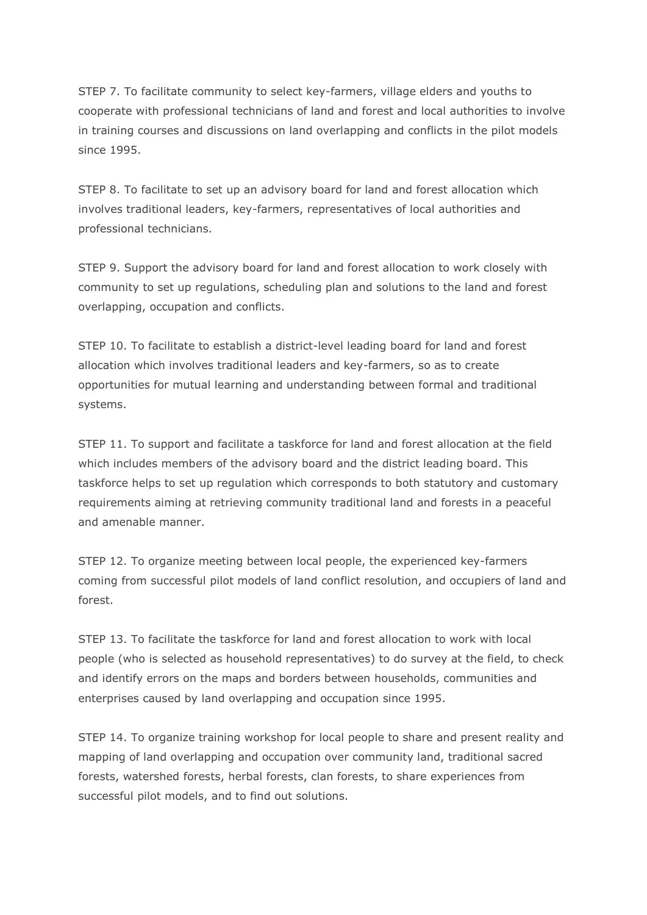STEP 7. To facilitate community to select key-farmers, village elders and youths to cooperate with professional technicians of land and forest and local authorities to involve in training courses and discussions on land overlapping and conflicts in the pilot models since 1995.

STEP 8. To facilitate to set up an advisory board for land and forest allocation which involves traditional leaders, key-farmers, representatives of local authorities and professional technicians.

STEP 9. Support the advisory board for land and forest allocation to work closely with community to set up regulations, scheduling plan and solutions to the land and forest overlapping, occupation and conflicts.

STEP 10. To facilitate to establish a district-level leading board for land and forest allocation which involves traditional leaders and key-farmers, so as to create opportunities for mutual learning and understanding between formal and traditional systems.

STEP 11. To support and facilitate a taskforce for land and forest allocation at the field which includes members of the advisory board and the district leading board. This taskforce helps to set up regulation which corresponds to both statutory and customary requirements aiming at retrieving community traditional land and forests in a peaceful and amenable manner.

STEP 12. To organize meeting between local people, the experienced key-farmers coming from successful pilot models of land conflict resolution, and occupiers of land and forest.

STEP 13. To facilitate the taskforce for land and forest allocation to work with local people (who is selected as household representatives) to do survey at the field, to check and identify errors on the maps and borders between households, communities and enterprises caused by land overlapping and occupation since 1995.

STEP 14. To organize training workshop for local people to share and present reality and mapping of land overlapping and occupation over community land, traditional sacred forests, watershed forests, herbal forests, clan forests, to share experiences from successful pilot models, and to find out solutions.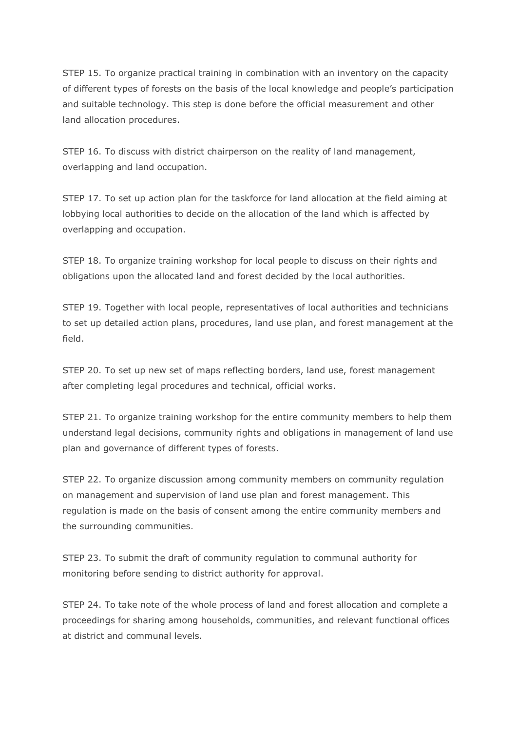STEP 15. To organize practical training in combination with an inventory on the capacity of different types of forests on the basis of the local knowledge and people's participation and suitable technology. This step is done before the official measurement and other land allocation procedures.

STEP 16. To discuss with district chairperson on the reality of land management, overlapping and land occupation.

STEP 17. To set up action plan for the taskforce for land allocation at the field aiming at lobbying local authorities to decide on the allocation of the land which is affected by overlapping and occupation.

STEP 18. To organize training workshop for local people to discuss on their rights and obligations upon the allocated land and forest decided by the local authorities.

STEP 19. Together with local people, representatives of local authorities and technicians to set up detailed action plans, procedures, land use plan, and forest management at the field.

STEP 20. To set up new set of maps reflecting borders, land use, forest management after completing legal procedures and technical, official works.

STEP 21. To organize training workshop for the entire community members to help them understand legal decisions, community rights and obligations in management of land use plan and governance of different types of forests.

STEP 22. To organize discussion among community members on community regulation on management and supervision of land use plan and forest management. This regulation is made on the basis of consent among the entire community members and the surrounding communities.

STEP 23. To submit the draft of community regulation to communal authority for monitoring before sending to district authority for approval.

STEP 24. To take note of the whole process of land and forest allocation and complete a proceedings for sharing among households, communities, and relevant functional offices at district and communal levels.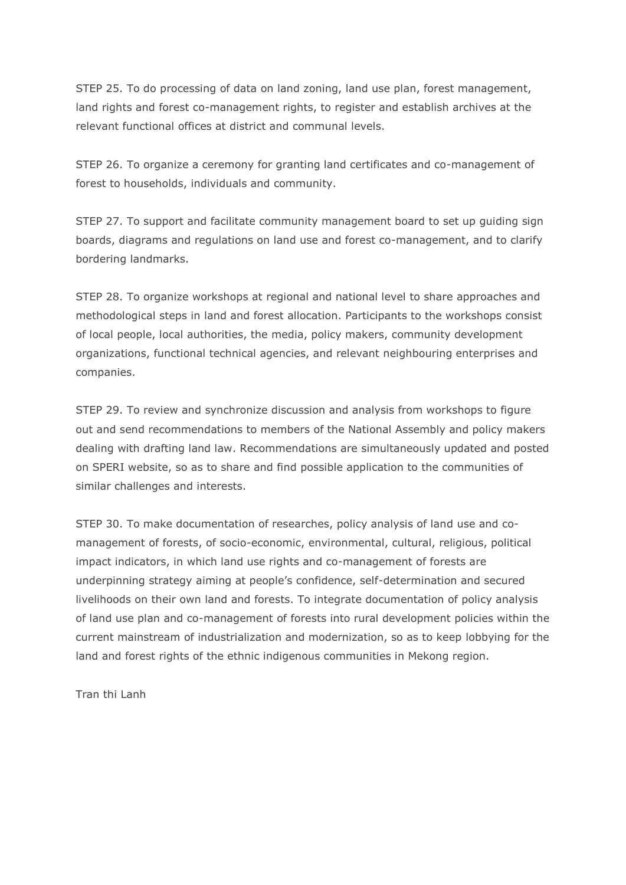STEP 25. To do processing of data on land zoning, land use plan, forest management, land rights and forest co-management rights, to register and establish archives at the relevant functional offices at district and communal levels.

STEP 26. To organize a ceremony for granting land certificates and co-management of forest to households, individuals and community.

STEP 27. To support and facilitate community management board to set up guiding sign boards, diagrams and regulations on land use and forest co-management, and to clarify bordering landmarks.

STEP 28. To organize workshops at regional and national level to share approaches and methodological steps in land and forest allocation. Participants to the workshops consist of local people, local authorities, the media, policy makers, community development organizations, functional technical agencies, and relevant neighbouring enterprises and companies.

STEP 29. To review and synchronize discussion and analysis from workshops to figure out and send recommendations to members of the National Assembly and policy makers dealing with drafting land law. Recommendations are simultaneously updated and posted on SPERI website, so as to share and find possible application to the communities of similar challenges and interests.

STEP 30. To make documentation of researches, policy analysis of land use and co-management of forests, of socio-economic, environmental, cultural, religious, political impact indicators, in which land use rights and co-management of forests are underpinning strategy aiming at people's confidence, self-determination and secured livelihoods on their own land and forests. To integrate documentation of policy analysis of land use plan and co-management of forests into rural development policies within the current mainstream of industrialization and modernization, so as to keep lobbying for the land and forest rights of the ethnic indigenous communities in Mekong region.

Tran thi Lanh